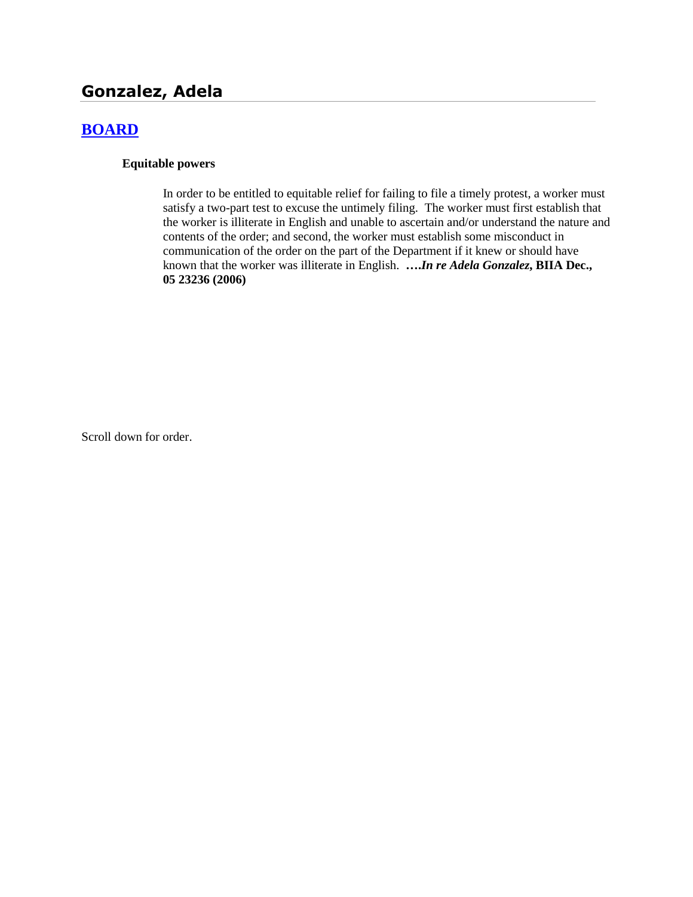# Gonzalez, Adela

## [BOARD]

**Equitable powers**

In order to be entitled to equitable relief for failing to file a timely protest, a worker must satisfy a two-part test to excuse the untimely filing. The worker must first establish that the worker is illiterate in English and unable to ascertain and/or understand the nature and contents of the order; and second, the worker must establish some misconduct in communication of the order on the part of the Department if it knew or should have known that the worker was illiterate in English. **….*In re Adela Gonzalez*, BIIA Dec., 05 23236 (2006)**

Scroll down for order.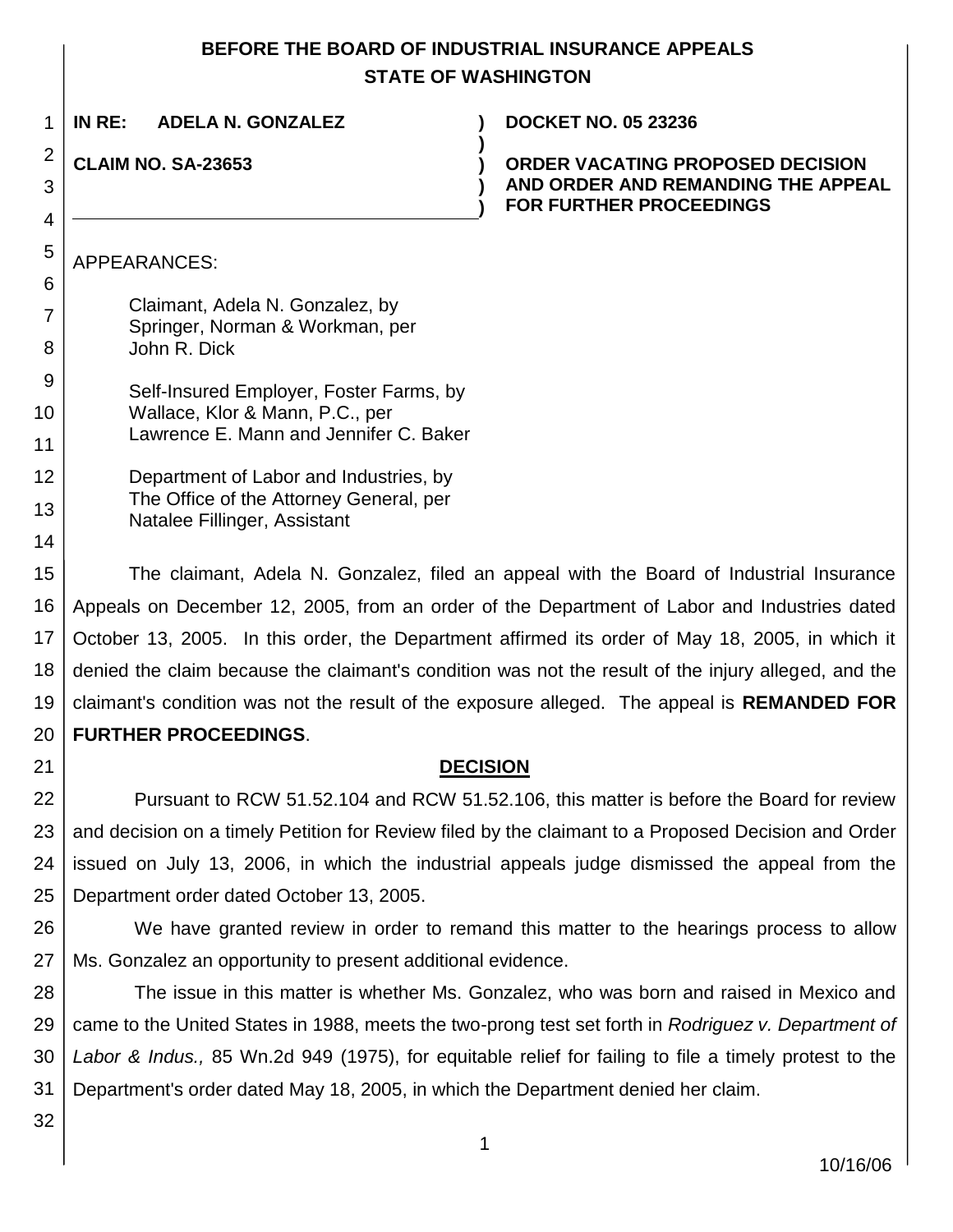**BEFORE THE BOARD OF INDUSTRIAL INSURANCE APPEALS**
**STATE OF WASHINGTON**

| | |
|---|---|
| **IN RE: ADELA N. GONZALEZ** | **DOCKET NO. 05 23236** |
| **CLAIM NO. SA-23653** | **ORDER VACATING PROPOSED DECISION AND ORDER AND REMANDING THE APPEAL FOR FURTHER PROCEEDINGS** |

APPEARANCES:

Claimant, Adela N. Gonzalez, by
Springer, Norman & Workman, per
John R. Dick

Self-Insured Employer, Foster Farms, by
Wallace, Klor & Mann, P.C., per
Lawrence E. Mann and Jennifer C. Baker

Department of Labor and Industries, by
The Office of the Attorney General, per
Natalee Fillinger, Assistant

The claimant, Adela N. Gonzalez, filed an appeal with the Board of Industrial Insurance Appeals on December 12, 2005, from an order of the Department of Labor and Industries dated October 13, 2005. In this order, the Department affirmed its order of May 18, 2005, in which it denied the claim because the claimant's condition was not the result of the injury alleged, and the claimant's condition was not the result of the exposure alleged. The appeal is **REMANDED FOR FURTHER PROCEEDINGS**.

## DECISION

Pursuant to RCW 51.52.104 and RCW 51.52.106, this matter is before the Board for review and decision on a timely Petition for Review filed by the claimant to a Proposed Decision and Order issued on July 13, 2006, in which the industrial appeals judge dismissed the appeal from the Department order dated October 13, 2005.

We have granted review in order to remand this matter to the hearings process to allow Ms. Gonzalez an opportunity to present additional evidence.

The issue in this matter is whether Ms. Gonzalez, who was born and raised in Mexico and came to the United States in 1988, meets the two-prong test set forth in *Rodriguez v. Department of Labor & Indus.,* 85 Wn.2d 949 (1975), for equitable relief for failing to file a timely protest to the Department's order dated May 18, 2005, in which the Department denied her claim.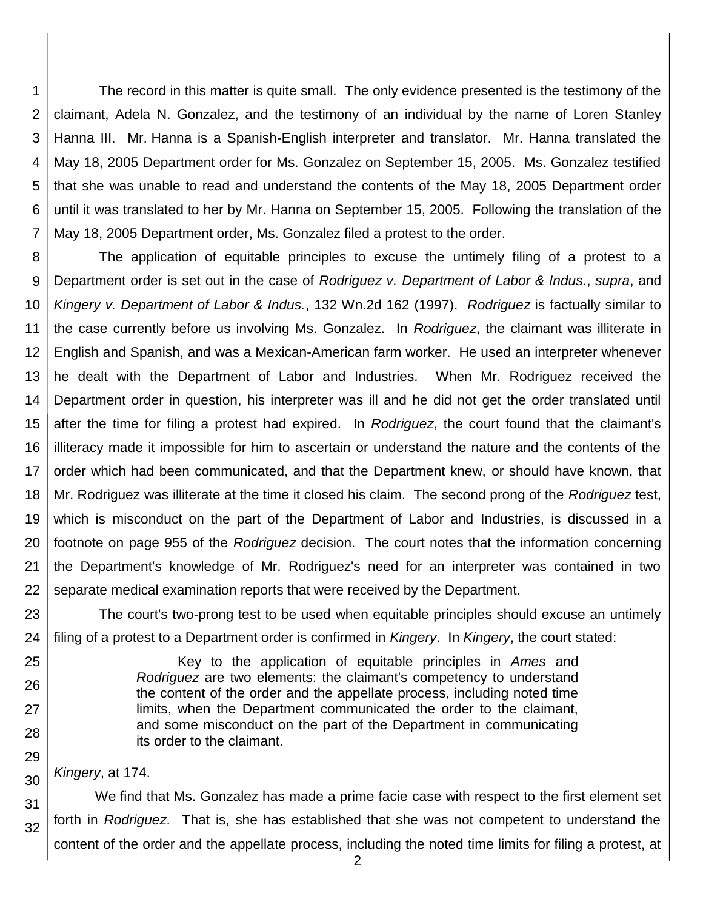The record in this matter is quite small. The only evidence presented is the testimony of the claimant, Adela N. Gonzalez, and the testimony of an individual by the name of Loren Stanley Hanna III. Mr. Hanna is a Spanish-English interpreter and translator. Mr. Hanna translated the May 18, 2005 Department order for Ms. Gonzalez on September 15, 2005. Ms. Gonzalez testified that she was unable to read and understand the contents of the May 18, 2005 Department order until it was translated to her by Mr. Hanna on September 15, 2005. Following the translation of the May 18, 2005 Department order, Ms. Gonzalez filed a protest to the order.

The application of equitable principles to excuse the untimely filing of a protest to a Department order is set out in the case of *Rodriguez v. Department of Labor & Indus.*, *supra*, and *Kingery v. Department of Labor & Indus.*, 132 Wn.2d 162 (1997). *Rodriguez* is factually similar to the case currently before us involving Ms. Gonzalez. In *Rodriguez*, the claimant was illiterate in English and Spanish, and was a Mexican-American farm worker. He used an interpreter whenever he dealt with the Department of Labor and Industries. When Mr. Rodriguez received the Department order in question, his interpreter was ill and he did not get the order translated until after the time for filing a protest had expired. In *Rodriguez*, the court found that the claimant's illiteracy made it impossible for him to ascertain or understand the nature and the contents of the order which had been communicated, and that the Department knew, or should have known, that Mr. Rodriguez was illiterate at the time it closed his claim. The second prong of the *Rodriguez* test, which is misconduct on the part of the Department of Labor and Industries, is discussed in a footnote on page 955 of the *Rodriguez* decision. The court notes that the information concerning the Department's knowledge of Mr. Rodriguez's need for an interpreter was contained in two separate medical examination reports that were received by the Department.

The court's two-prong test to be used when equitable principles should excuse an untimely filing of a protest to a Department order is confirmed in *Kingery*. In *Kingery*, the court stated:

> Key to the application of equitable principles in *Ames* and *Rodriguez* are two elements: the claimant's competency to understand the content of the order and the appellate process, including noted time limits, when the Department communicated the order to the claimant, and some misconduct on the part of the Department in communicating its order to the claimant.

*Kingery*, at 174.

We find that Ms. Gonzalez has made a prime facie case with respect to the first element set forth in *Rodriguez*. That is, she has established that she was not competent to understand the content of the order and the appellate process, including the noted time limits for filing a protest, at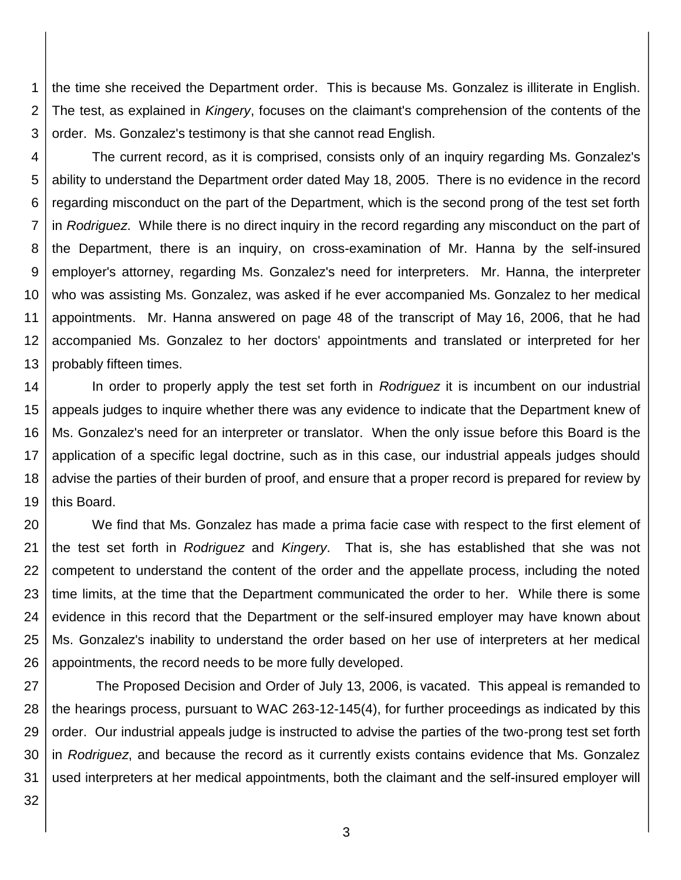the time she received the Department order. This is because Ms. Gonzalez is illiterate in English. The test, as explained in *Kingery*, focuses on the claimant's comprehension of the contents of the order. Ms. Gonzalez's testimony is that she cannot read English.

The current record, as it is comprised, consists only of an inquiry regarding Ms. Gonzalez's ability to understand the Department order dated May 18, 2005. There is no evidence in the record regarding misconduct on the part of the Department, which is the second prong of the test set forth in *Rodriguez*. While there is no direct inquiry in the record regarding any misconduct on the part of the Department, there is an inquiry, on cross-examination of Mr. Hanna by the self-insured employer's attorney, regarding Ms. Gonzalez's need for interpreters. Mr. Hanna, the interpreter who was assisting Ms. Gonzalez, was asked if he ever accompanied Ms. Gonzalez to her medical appointments. Mr. Hanna answered on page 48 of the transcript of May 16, 2006, that he had accompanied Ms. Gonzalez to her doctors' appointments and translated or interpreted for her probably fifteen times.

In order to properly apply the test set forth in *Rodriguez* it is incumbent on our industrial appeals judges to inquire whether there was any evidence to indicate that the Department knew of Ms. Gonzalez's need for an interpreter or translator. When the only issue before this Board is the application of a specific legal doctrine, such as in this case, our industrial appeals judges should advise the parties of their burden of proof, and ensure that a proper record is prepared for review by this Board.

We find that Ms. Gonzalez has made a prima facie case with respect to the first element of the test set forth in *Rodriguez* and *Kingery*. That is, she has established that she was not competent to understand the content of the order and the appellate process, including the noted time limits, at the time that the Department communicated the order to her. While there is some evidence in this record that the Department or the self-insured employer may have known about Ms. Gonzalez's inability to understand the order based on her use of interpreters at her medical appointments, the record needs to be more fully developed.

The Proposed Decision and Order of July 13, 2006, is vacated. This appeal is remanded to the hearings process, pursuant to WAC 263-12-145(4), for further proceedings as indicated by this order. Our industrial appeals judge is instructed to advise the parties of the two-prong test set forth in *Rodriguez*, and because the record as it currently exists contains evidence that Ms. Gonzalez used interpreters at her medical appointments, both the claimant and the self-insured employer will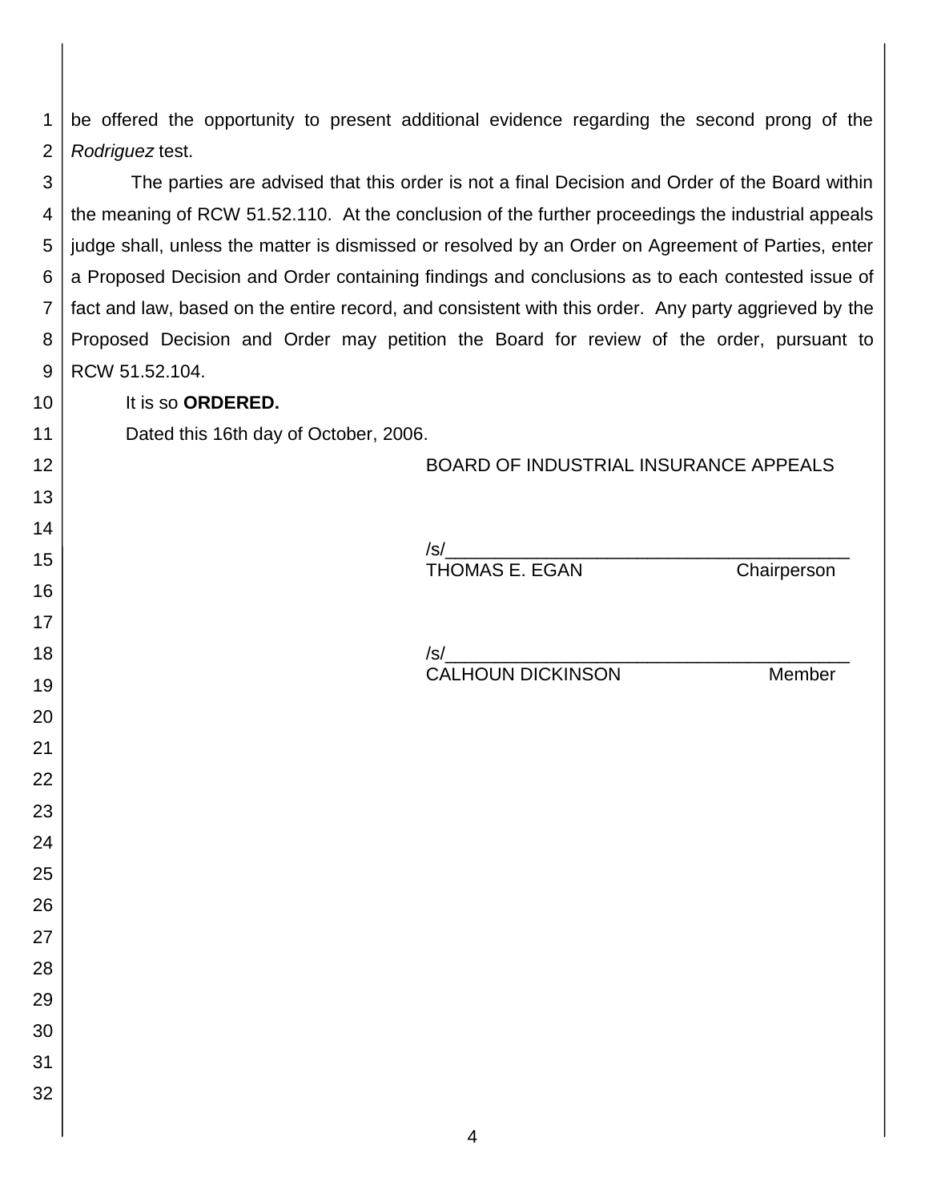be offered the opportunity to present additional evidence regarding the second prong of the *Rodriguez* test.

The parties are advised that this order is not a final Decision and Order of the Board within the meaning of RCW 51.52.110. At the conclusion of the further proceedings the industrial appeals judge shall, unless the matter is dismissed or resolved by an Order on Agreement of Parties, enter a Proposed Decision and Order containing findings and conclusions as to each contested issue of fact and law, based on the entire record, and consistent with this order. Any party aggrieved by the Proposed Decision and Order may petition the Board for review of the order, pursuant to RCW 51.52.104.

It is so **ORDERED.**

Dated this 16th day of October, 2006.

BOARD OF INDUSTRIAL INSURANCE APPEALS

/s/________________________________________
THOMAS E. EGAN Chairperson

/s/________________________________________
CALHOUN DICKINSON Member